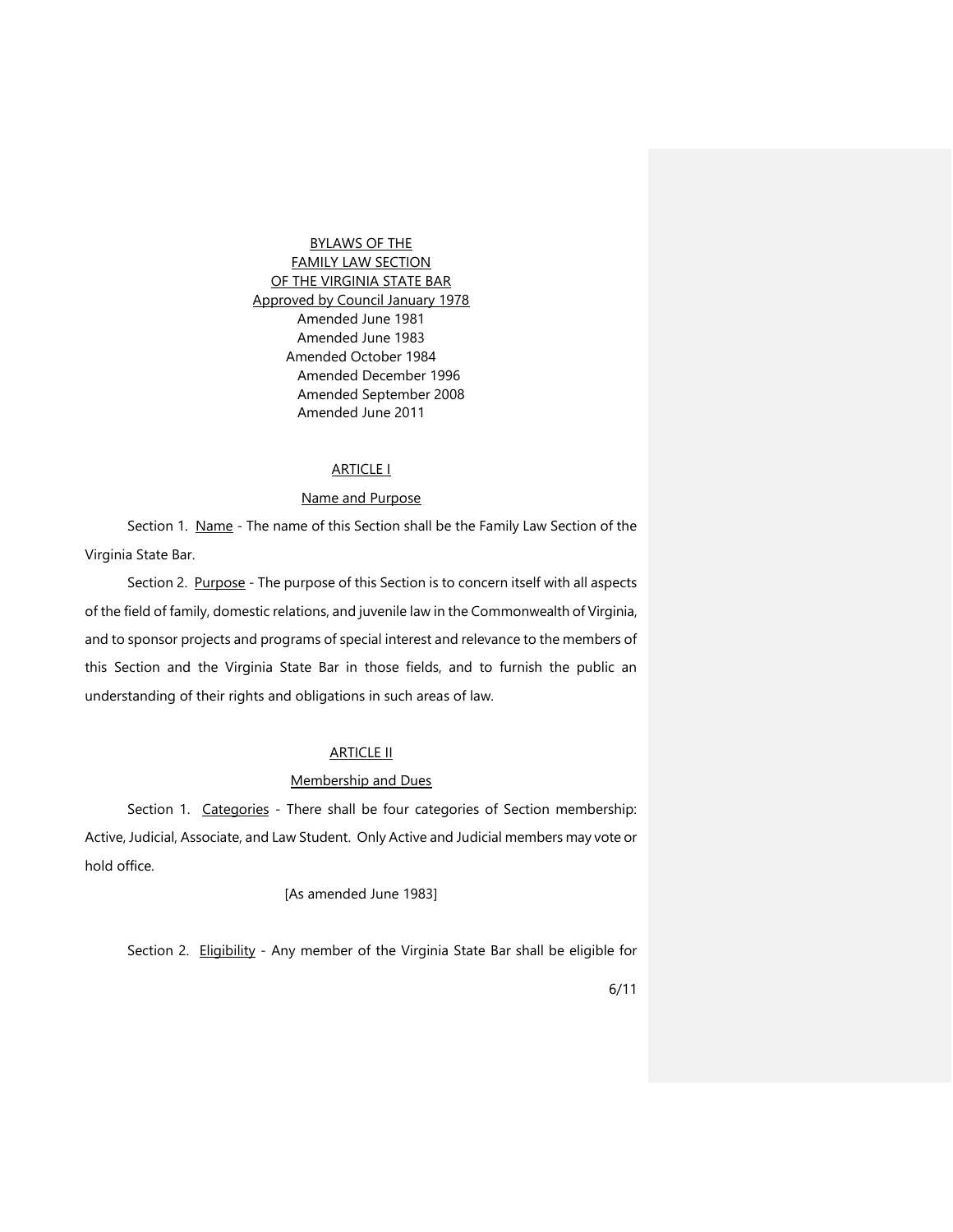# BYLAWS OF THE FAMILY LAW SECTION OF THE VIRGINIA STATE BAR

Approved by Council January 1978
Amended June 1981
Amended June 1983
Amended October 1984
Amended December 1996
Amended September 2008
Amended June 2011

## ARTICLE I

### Name and Purpose

Section 1. Name - The name of this Section shall be the Family Law Section of the Virginia State Bar.

Section 2. Purpose - The purpose of this Section is to concern itself with all aspects of the field of family, domestic relations, and juvenile law in the Commonwealth of Virginia, and to sponsor projects and programs of special interest and relevance to the members of this Section and the Virginia State Bar in those fields, and to furnish the public an understanding of their rights and obligations in such areas of law.

## ARTICLE II

### Membership and Dues

Section 1. Categories - There shall be four categories of Section membership: Active, Judicial, Associate, and Law Student. Only Active and Judicial members may vote or hold office.

[As amended June 1983]

Section 2. Eligibility - Any member of the Virginia State Bar shall be eligible for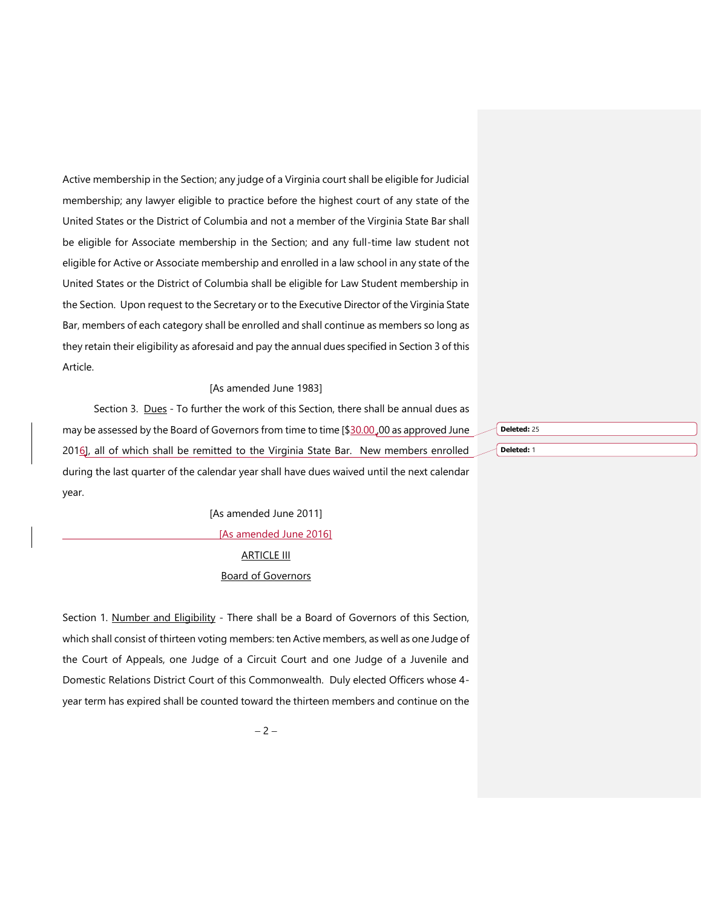Active membership in the Section; any judge of a Virginia court shall be eligible for Judicial membership; any lawyer eligible to practice before the highest court of any state of the United States or the District of Columbia and not a member of the Virginia State Bar shall be eligible for Associate membership in the Section; and any full-time law student not eligible for Active or Associate membership and enrolled in a law school in any state of the United States or the District of Columbia shall be eligible for Law Student membership in the Section. Upon request to the Secretary or to the Executive Director of the Virginia State Bar, members of each category shall be enrolled and shall continue as members so long as they retain their eligibility as aforesaid and pay the annual dues specified in Section 3 of this Article.

[As amended June 1983]

Section 3. Dues - To further the work of this Section, there shall be annual dues as may be assessed by the Board of Governors from time to time [$30.00 as approved June 2016], all of which shall be remitted to the Virginia State Bar. New members enrolled during the last quarter of the calendar year shall have dues waived until the next calendar year.

[As amended June 2011]

[As amended June 2016]

## ARTICLE III

## Board of Governors

Section 1. Number and Eligibility - There shall be a Board of Governors of this Section, which shall consist of thirteen voting members: ten Active members, as well as one Judge of the Court of Appeals, one Judge of a Circuit Court and one Judge of a Juvenile and Domestic Relations District Court of this Commonwealth. Duly elected Officers whose 4-year term has expired shall be counted toward the thirteen members and continue on the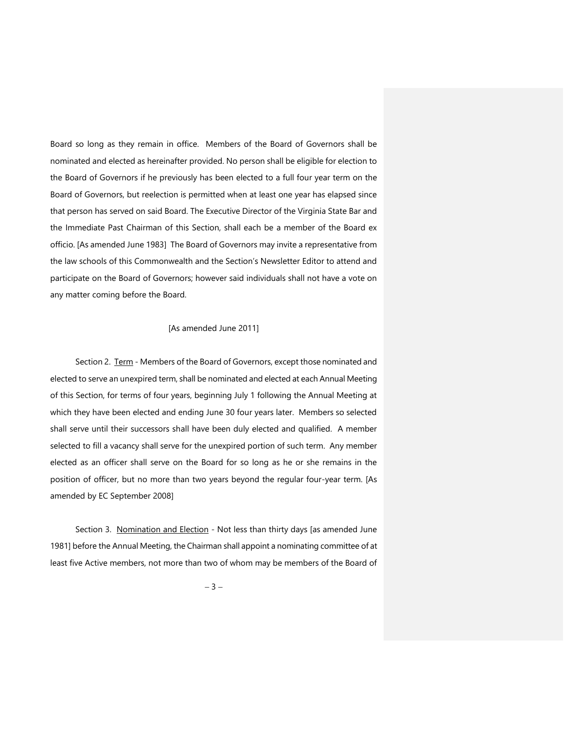Board so long as they remain in office. Members of the Board of Governors shall be nominated and elected as hereinafter provided. No person shall be eligible for election to the Board of Governors if he previously has been elected to a full four year term on the Board of Governors, but reelection is permitted when at least one year has elapsed since that person has served on said Board. The Executive Director of the Virginia State Bar and the Immediate Past Chairman of this Section, shall each be a member of the Board ex officio. [As amended June 1983] The Board of Governors may invite a representative from the law schools of this Commonwealth and the Section's Newsletter Editor to attend and participate on the Board of Governors; however said individuals shall not have a vote on any matter coming before the Board.

[As amended June 2011]

Section 2. <u>Term</u> - Members of the Board of Governors, except those nominated and elected to serve an unexpired term, shall be nominated and elected at each Annual Meeting of this Section, for terms of four years, beginning July 1 following the Annual Meeting at which they have been elected and ending June 30 four years later. Members so selected shall serve until their successors shall have been duly elected and qualified. A member selected to fill a vacancy shall serve for the unexpired portion of such term. Any member elected as an officer shall serve on the Board for so long as he or she remains in the position of officer, but no more than two years beyond the regular four-year term. [As amended by EC September 2008]

Section 3. <u>Nomination and Election</u> - Not less than thirty days [as amended June 1981] before the Annual Meeting, the Chairman shall appoint a nominating committee of at least five Active members, not more than two of whom may be members of the Board of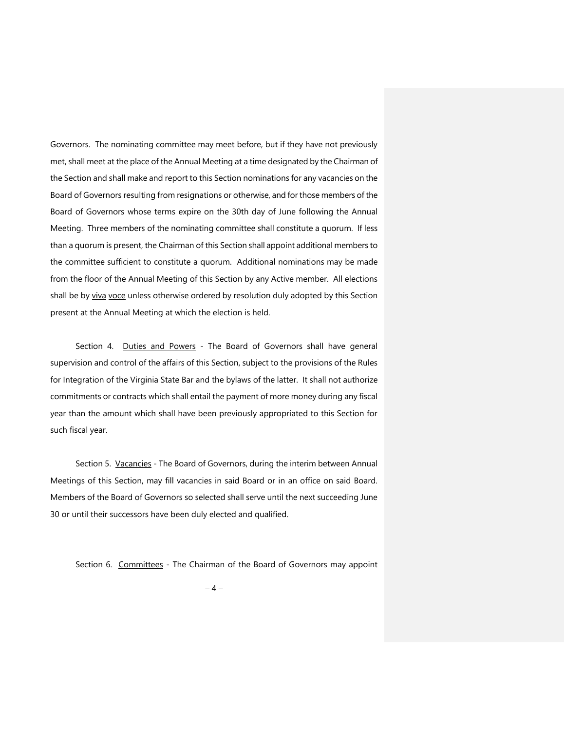Governors. The nominating committee may meet before, but if they have not previously met, shall meet at the place of the Annual Meeting at a time designated by the Chairman of the Section and shall make and report to this Section nominations for any vacancies on the Board of Governors resulting from resignations or otherwise, and for those members of the Board of Governors whose terms expire on the 30th day of June following the Annual Meeting. Three members of the nominating committee shall constitute a quorum. If less than a quorum is present, the Chairman of this Section shall appoint additional members to the committee sufficient to constitute a quorum. Additional nominations may be made from the floor of the Annual Meeting of this Section by any Active member. All elections shall be by viva voce unless otherwise ordered by resolution duly adopted by this Section present at the Annual Meeting at which the election is held.

Section 4. Duties and Powers - The Board of Governors shall have general supervision and control of the affairs of this Section, subject to the provisions of the Rules for Integration of the Virginia State Bar and the bylaws of the latter. It shall not authorize commitments or contracts which shall entail the payment of more money during any fiscal year than the amount which shall have been previously appropriated to this Section for such fiscal year.

Section 5. Vacancies - The Board of Governors, during the interim between Annual Meetings of this Section, may fill vacancies in said Board or in an office on said Board. Members of the Board of Governors so selected shall serve until the next succeeding June 30 or until their successors have been duly elected and qualified.

Section 6. Committees - The Chairman of the Board of Governors may appoint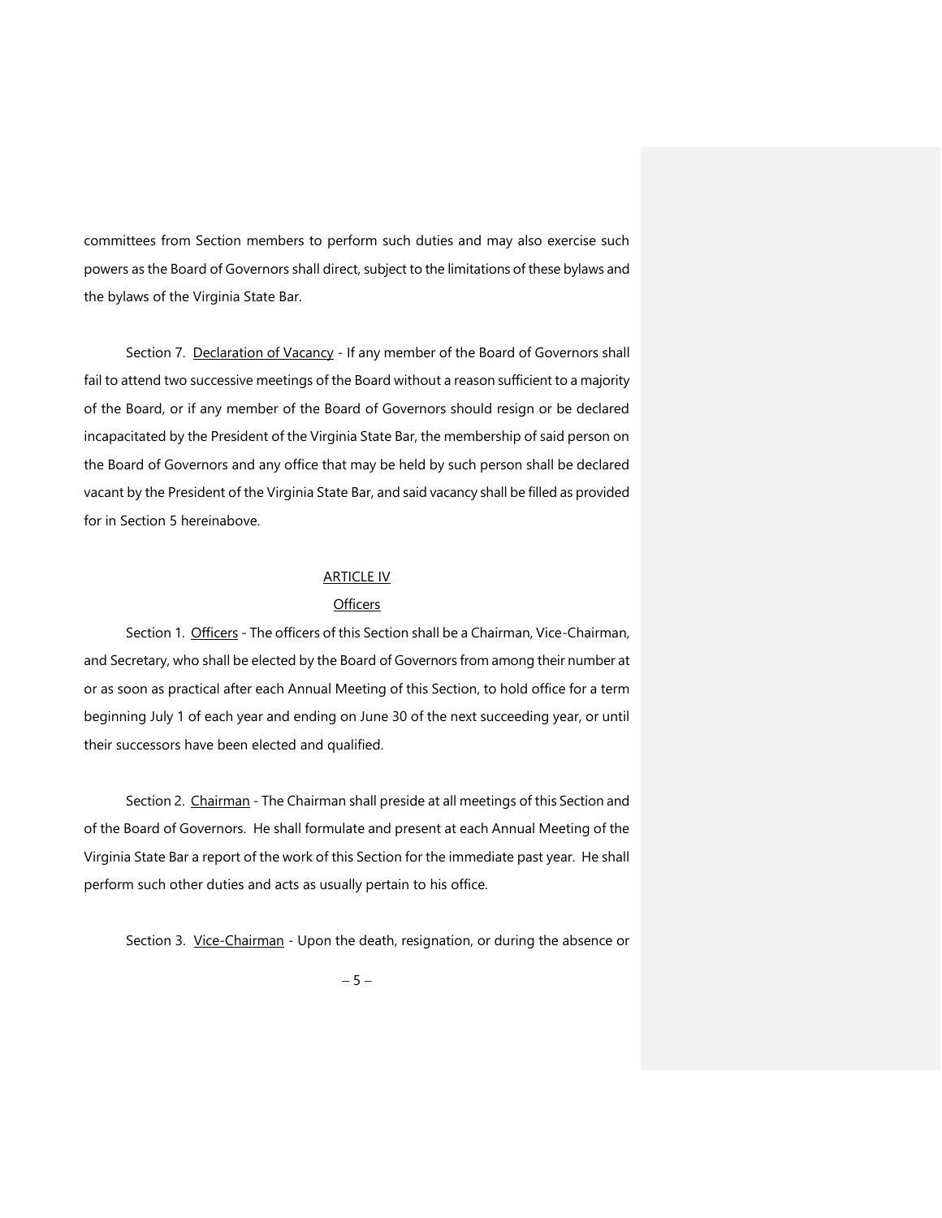committees from Section members to perform such duties and may also exercise such powers as the Board of Governors shall direct, subject to the limitations of these bylaws and the bylaws of the Virginia State Bar.

Section 7. Declaration of Vacancy - If any member of the Board of Governors shall fail to attend two successive meetings of the Board without a reason sufficient to a majority of the Board, or if any member of the Board of Governors should resign or be declared incapacitated by the President of the Virginia State Bar, the membership of said person on the Board of Governors and any office that may be held by such person shall be declared vacant by the President of the Virginia State Bar, and said vacancy shall be filled as provided for in Section 5 hereinabove.

## ARTICLE IV

### Officers

Section 1. Officers - The officers of this Section shall be a Chairman, Vice-Chairman, and Secretary, who shall be elected by the Board of Governors from among their number at or as soon as practical after each Annual Meeting of this Section, to hold office for a term beginning July 1 of each year and ending on June 30 of the next succeeding year, or until their successors have been elected and qualified.

Section 2. Chairman - The Chairman shall preside at all meetings of this Section and of the Board of Governors. He shall formulate and present at each Annual Meeting of the Virginia State Bar a report of the work of this Section for the immediate past year. He shall perform such other duties and acts as usually pertain to his office.

Section 3. Vice-Chairman - Upon the death, resignation, or during the absence or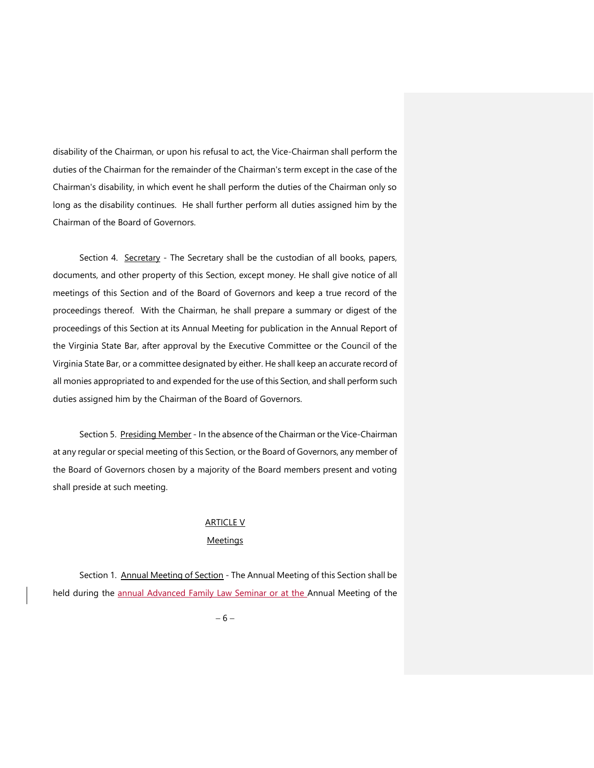disability of the Chairman, or upon his refusal to act, the Vice-Chairman shall perform the duties of the Chairman for the remainder of the Chairman's term except in the case of the Chairman's disability, in which event he shall perform the duties of the Chairman only so long as the disability continues. He shall further perform all duties assigned him by the Chairman of the Board of Governors.

Section 4. Secretary - The Secretary shall be the custodian of all books, papers, documents, and other property of this Section, except money. He shall give notice of all meetings of this Section and of the Board of Governors and keep a true record of the proceedings thereof. With the Chairman, he shall prepare a summary or digest of the proceedings of this Section at its Annual Meeting for publication in the Annual Report of the Virginia State Bar, after approval by the Executive Committee or the Council of the Virginia State Bar, or a committee designated by either. He shall keep an accurate record of all monies appropriated to and expended for the use of this Section, and shall perform such duties assigned him by the Chairman of the Board of Governors.

Section 5. Presiding Member - In the absence of the Chairman or the Vice-Chairman at any regular or special meeting of this Section, or the Board of Governors, any member of the Board of Governors chosen by a majority of the Board members present and voting shall preside at such meeting.

## ARTICLE V

## Meetings

Section 1. Annual Meeting of Section - The Annual Meeting of this Section shall be held during the annual Advanced Family Law Seminar or at the Annual Meeting of the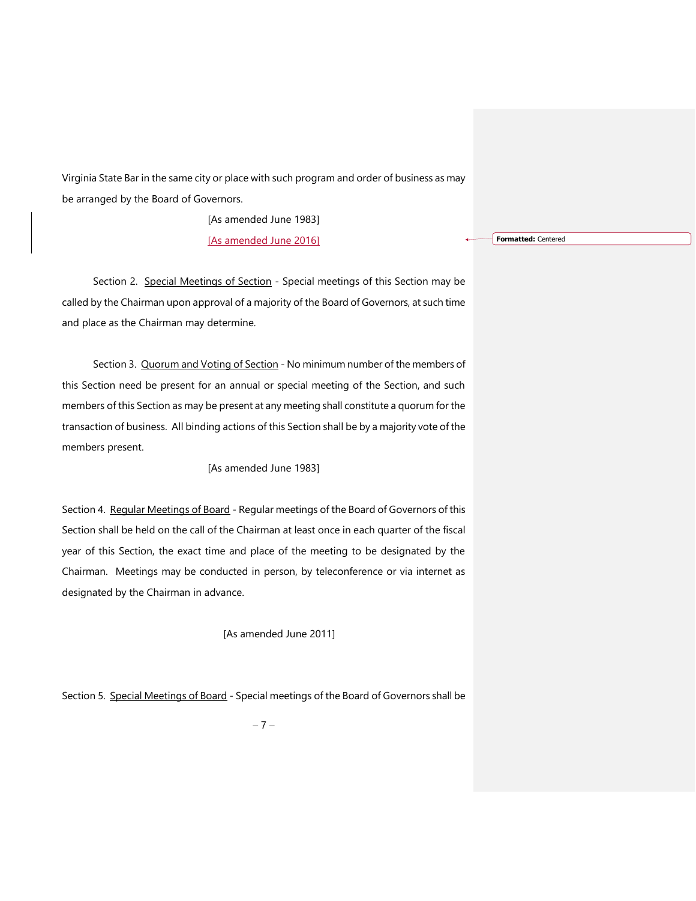Virginia State Bar in the same city or place with such program and order of business as may be arranged by the Board of Governors.

[As amended June 1983]

[As amended June 2016]

Section 2. Special Meetings of Section - Special meetings of this Section may be called by the Chairman upon approval of a majority of the Board of Governors, at such time and place as the Chairman may determine.

Section 3. Quorum and Voting of Section - No minimum number of the members of this Section need be present for an annual or special meeting of the Section, and such members of this Section as may be present at any meeting shall constitute a quorum for the transaction of business. All binding actions of this Section shall be by a majority vote of the members present.

[As amended June 1983]

Section 4. Regular Meetings of Board - Regular meetings of the Board of Governors of this Section shall be held on the call of the Chairman at least once in each quarter of the fiscal year of this Section, the exact time and place of the meeting to be designated by the Chairman. Meetings may be conducted in person, by teleconference or via internet as designated by the Chairman in advance.

[As amended June 2011]

Section 5. Special Meetings of Board - Special meetings of the Board of Governors shall be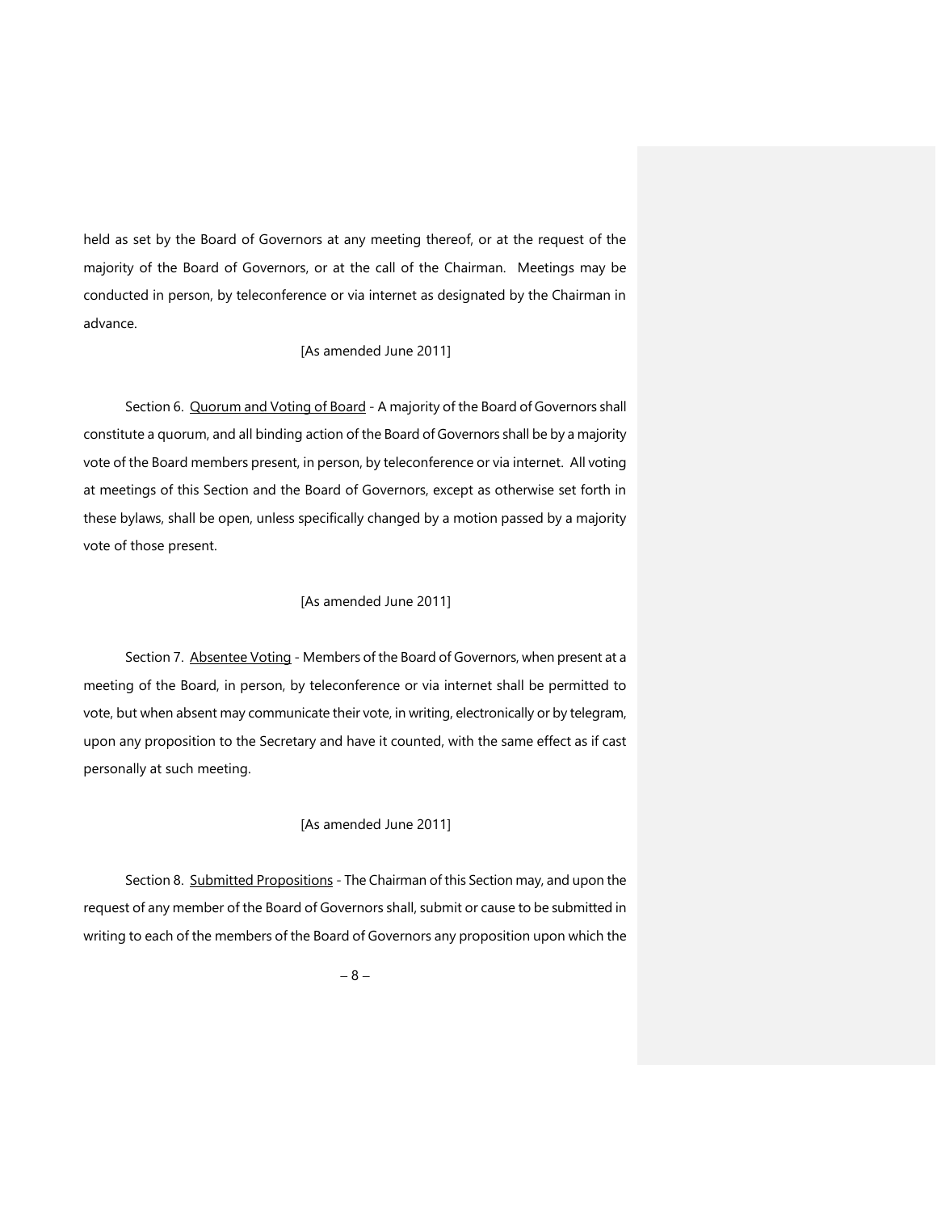held as set by the Board of Governors at any meeting thereof, or at the request of the majority of the Board of Governors, or at the call of the Chairman. Meetings may be conducted in person, by teleconference or via internet as designated by the Chairman in advance.

[As amended June 2011]

Section 6. <u>Quorum and Voting of Board</u> - A majority of the Board of Governors shall constitute a quorum, and all binding action of the Board of Governors shall be by a majority vote of the Board members present, in person, by teleconference or via internet. All voting at meetings of this Section and the Board of Governors, except as otherwise set forth in these bylaws, shall be open, unless specifically changed by a motion passed by a majority vote of those present.

[As amended June 2011]

Section 7. <u>Absentee Voting</u> - Members of the Board of Governors, when present at a meeting of the Board, in person, by teleconference or via internet shall be permitted to vote, but when absent may communicate their vote, in writing, electronically or by telegram, upon any proposition to the Secretary and have it counted, with the same effect as if cast personally at such meeting.

[As amended June 2011]

Section 8. <u>Submitted Propositions</u> - The Chairman of this Section may, and upon the request of any member of the Board of Governors shall, submit or cause to be submitted in writing to each of the members of the Board of Governors any proposition upon which the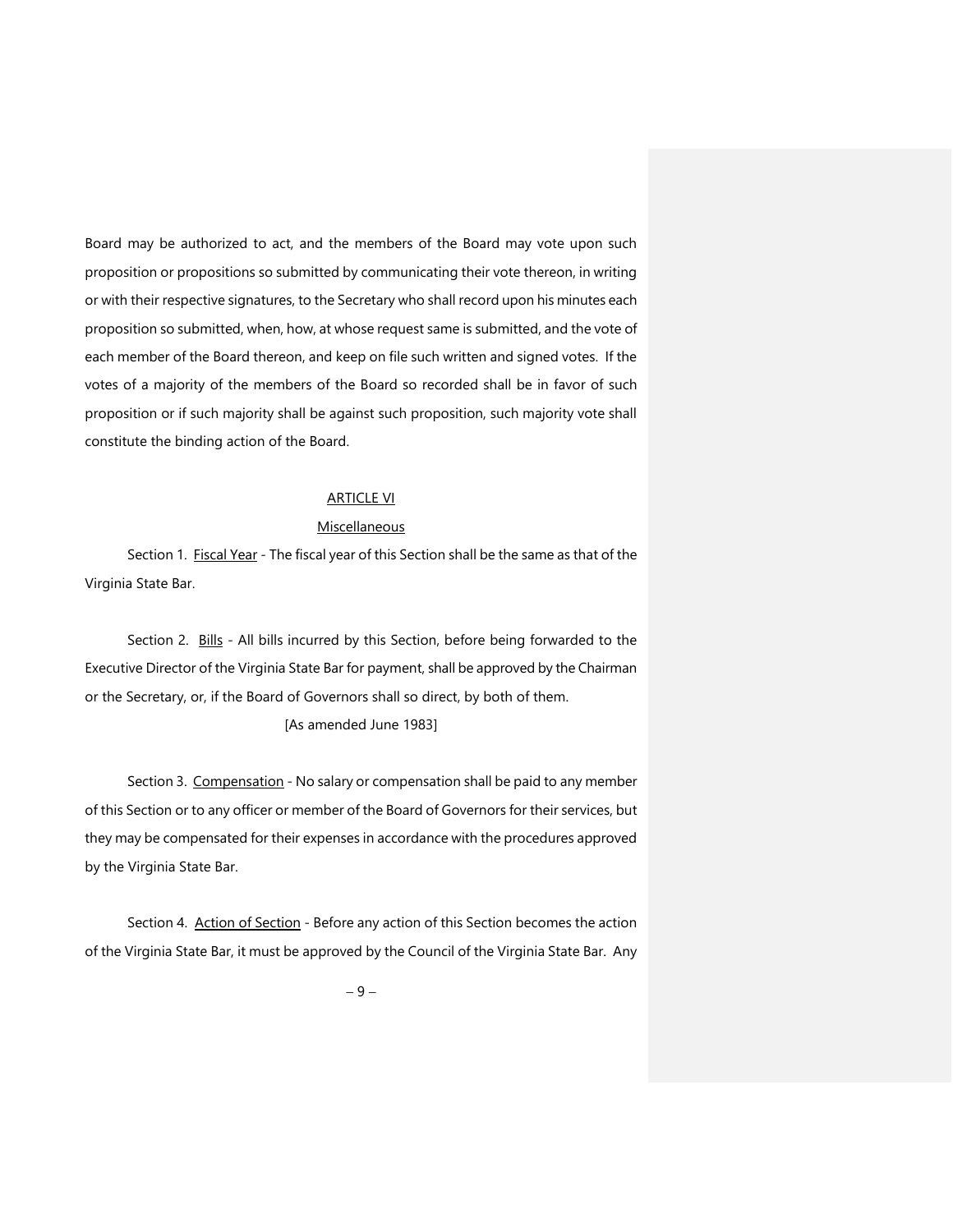Board may be authorized to act, and the members of the Board may vote upon such proposition or propositions so submitted by communicating their vote thereon, in writing or with their respective signatures, to the Secretary who shall record upon his minutes each proposition so submitted, when, how, at whose request same is submitted, and the vote of each member of the Board thereon, and keep on file such written and signed votes. If the votes of a majority of the members of the Board so recorded shall be in favor of such proposition or if such majority shall be against such proposition, such majority vote shall constitute the binding action of the Board.

## ARTICLE VI

### Miscellaneous

Section 1. Fiscal Year - The fiscal year of this Section shall be the same as that of the Virginia State Bar.

Section 2. Bills - All bills incurred by this Section, before being forwarded to the Executive Director of the Virginia State Bar for payment, shall be approved by the Chairman or the Secretary, or, if the Board of Governors shall so direct, by both of them.

[As amended June 1983]

Section 3. Compensation - No salary or compensation shall be paid to any member of this Section or to any officer or member of the Board of Governors for their services, but they may be compensated for their expenses in accordance with the procedures approved by the Virginia State Bar.

Section 4. Action of Section - Before any action of this Section becomes the action of the Virginia State Bar, it must be approved by the Council of the Virginia State Bar. Any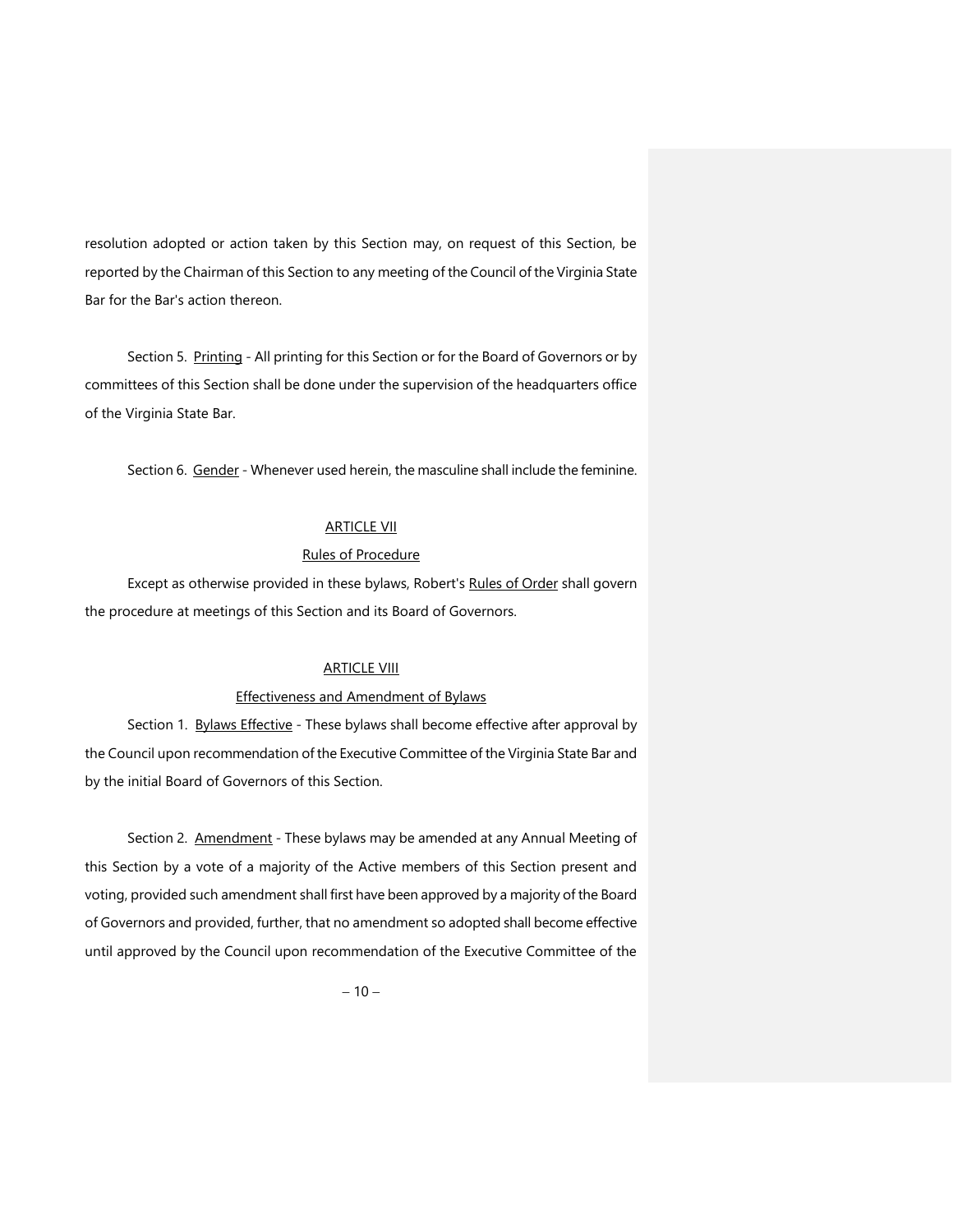resolution adopted or action taken by this Section may, on request of this Section, be reported by the Chairman of this Section to any meeting of the Council of the Virginia State Bar for the Bar's action thereon.

Section 5. Printing - All printing for this Section or for the Board of Governors or by committees of this Section shall be done under the supervision of the headquarters office of the Virginia State Bar.

Section 6. Gender - Whenever used herein, the masculine shall include the feminine.

## ARTICLE VII

### Rules of Procedure

Except as otherwise provided in these bylaws, Robert's Rules of Order shall govern the procedure at meetings of this Section and its Board of Governors.

## ARTICLE VIII

### Effectiveness and Amendment of Bylaws

Section 1. Bylaws Effective - These bylaws shall become effective after approval by the Council upon recommendation of the Executive Committee of the Virginia State Bar and by the initial Board of Governors of this Section.

Section 2. Amendment - These bylaws may be amended at any Annual Meeting of this Section by a vote of a majority of the Active members of this Section present and voting, provided such amendment shall first have been approved by a majority of the Board of Governors and provided, further, that no amendment so adopted shall become effective until approved by the Council upon recommendation of the Executive Committee of the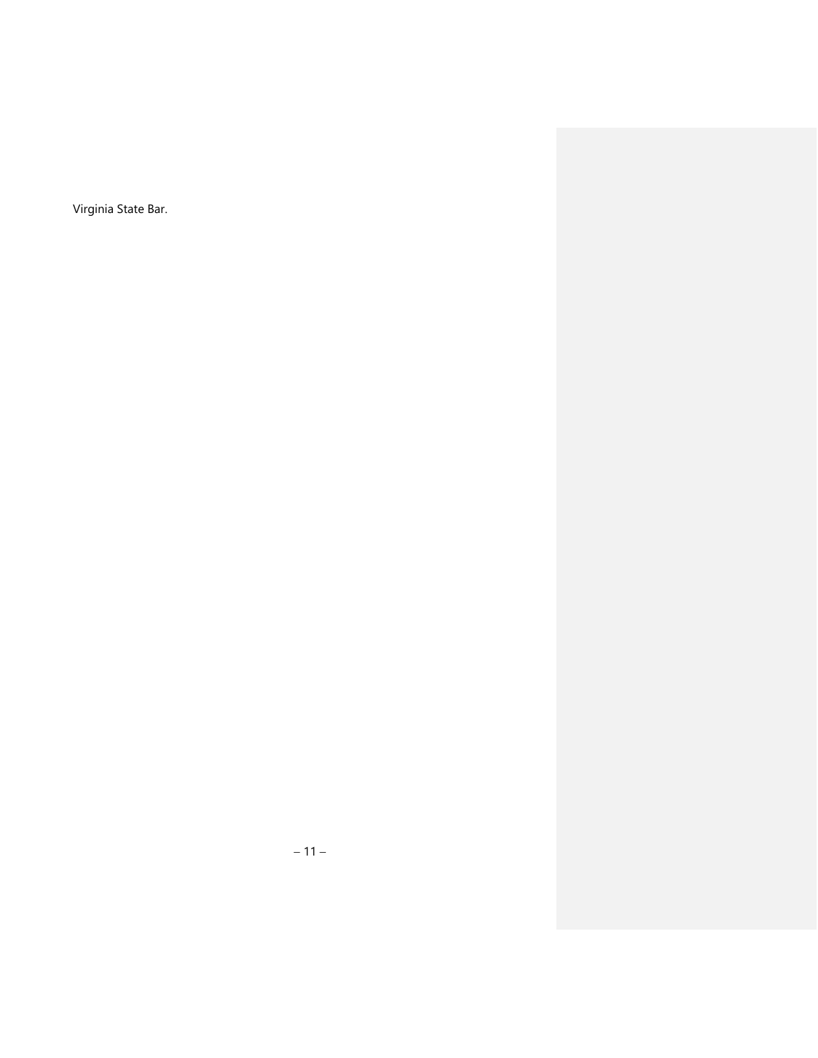Virginia State Bar.